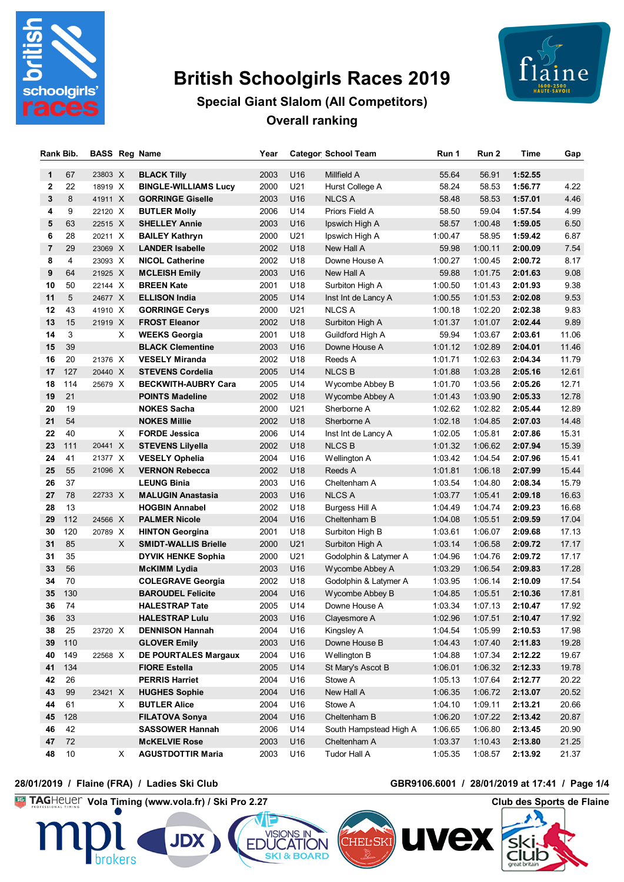# British Schoolgirls Races 2019

## Special Giant Slalom (All Competitors)

### Overall ranking

| Rank | Bib. | BASS | Reg | Name | Year | Category | School Team | Run 1 | Run 2 | Time | Gap |
|---|---|---|---|---|---|---|---|---|---|---|---|
| 1 | 67 | 23803 | X | **BLACK Tilly** | 2003 | U16 | Millfield A | 55.64 | 56.91 | **1:52.55** | |
| 2 | 22 | 18919 | X | **BINGLE-WILLIAMS Lucy** | 2000 | U21 | Hurst College A | 58.24 | 58.53 | **1:56.77** | 4.22 |
| 3 | 8 | 41911 | X | **GORRINGE Giselle** | 2003 | U16 | NLCS A | 58.48 | 58.53 | **1:57.01** | 4.46 |
| 4 | 9 | 22120 | X | **BUTLER Molly** | 2006 | U14 | Priors Field A | 58.50 | 59.04 | **1:57.54** | 4.99 |
| 5 | 63 | 22515 | X | **SHELLEY Annie** | 2003 | U16 | Ipswich High A | 58.57 | 1:00.48 | **1:59.05** | 6.50 |
| 6 | 28 | 20211 | X | **BAILEY Kathryn** | 2000 | U21 | Ipswich High A | 1:00.47 | 58.95 | **1:59.42** | 6.87 |
| 7 | 29 | 23069 | X | **LANDER Isabelle** | 2002 | U18 | New Hall A | 59.98 | 1:00.11 | **2:00.09** | 7.54 |
| 8 | 4 | 23093 | X | **NICOL Catherine** | 2002 | U18 | Downe House A | 1:00.27 | 1:00.45 | **2:00.72** | 8.17 |
| 9 | 64 | 21925 | X | **MCLEISH Emily** | 2003 | U16 | New Hall A | 59.88 | 1:01.75 | **2:01.63** | 9.08 |
| 10 | 50 | 22144 | X | **BREEN Kate** | 2001 | U18 | Surbiton High A | 1:00.50 | 1:01.43 | **2:01.93** | 9.38 |
| 11 | 5 | 24677 | X | **ELLISON India** | 2005 | U14 | Inst Int de Lancy A | 1:00.55 | 1:01.53 | **2:02.08** | 9.53 |
| 12 | 43 | 41910 | X | **GORRINGE Cerys** | 2000 | U21 | NLCS A | 1:00.18 | 1:02.20 | **2:02.38** | 9.83 |
| 13 | 15 | 21919 | X | **FROST Eleanor** | 2002 | U18 | Surbiton High A | 1:01.37 | 1:01.07 | **2:02.44** | 9.89 |
| 14 | 3 | | X | **WEEKS Georgia** | 2001 | U18 | Guildford High A | 59.94 | 1:03.67 | **2:03.61** | 11.06 |
| 15 | 39 | | | **BLACK Clementine** | 2003 | U16 | Downe House A | 1:01.12 | 1:02.89 | **2:04.01** | 11.46 |
| 16 | 20 | 21376 | X | **VESELY Miranda** | 2002 | U18 | Reeds A | 1:01.71 | 1:02.63 | **2:04.34** | 11.79 |
| 17 | 127 | 20440 | X | **STEVENS Cordelia** | 2005 | U14 | NLCS B | 1:01.88 | 1:03.28 | **2:05.16** | 12.61 |
| 18 | 114 | 25679 | X | **BECKWITH-AUBRY Cara** | 2005 | U14 | Wycombe Abbey B | 1:01.70 | 1:03.56 | **2:05.26** | 12.71 |
| 19 | 21 | | | **POINTS Madeline** | 2002 | U18 | Wycombe Abbey A | 1:01.43 | 1:03.90 | **2:05.33** | 12.78 |
| 20 | 19 | | | **NOKES Sacha** | 2000 | U21 | Sherborne A | 1:02.62 | 1:02.82 | **2:05.44** | 12.89 |
| 21 | 54 | | | **NOKES Millie** | 2002 | U18 | Sherborne A | 1:02.18 | 1:04.85 | **2:07.03** | 14.48 |
| 22 | 40 | | X | **FORDE Jessica** | 2006 | U14 | Inst Int de Lancy A | 1:02.05 | 1:05.81 | **2:07.86** | 15.31 |
| 23 | 111 | 20441 | X | **STEVENS Lilyella** | 2002 | U18 | NLCS B | 1:01.32 | 1:06.62 | **2:07.94** | 15.39 |
| 24 | 41 | 21377 | X | **VESELY Ophelia** | 2004 | U16 | Wellington A | 1:03.42 | 1:04.54 | **2:07.96** | 15.41 |
| 25 | 55 | 21096 | X | **VERNON Rebecca** | 2002 | U18 | Reeds A | 1:01.81 | 1:06.18 | **2:07.99** | 15.44 |
| 26 | 37 | | | **LEUNG Binia** | 2003 | U16 | Cheltenham A | 1:03.54 | 1:04.80 | **2:08.34** | 15.79 |
| 27 | 78 | 22733 | X | **MALUGIN Anastasia** | 2003 | U16 | NLCS A | 1:03.77 | 1:05.41 | **2:09.18** | 16.63 |
| 28 | 13 | | | **HOGBIN Annabel** | 2002 | U18 | Burgess Hill A | 1:04.49 | 1:04.74 | **2:09.23** | 16.68 |
| 29 | 112 | 24566 | X | **PALMER Nicole** | 2004 | U16 | Cheltenham B | 1:04.08 | 1:05.51 | **2:09.59** | 17.04 |
| 30 | 120 | 20789 | X | **HINTON Georgina** | 2001 | U18 | Surbiton High B | 1:03.61 | 1:06.07 | **2:09.68** | 17.13 |
| 31 | 85 | | X | **SMIDT-WALLIS Brielle** | 2000 | U21 | Surbiton High A | 1:03.14 | 1:06.58 | **2:09.72** | 17.17 |
| 31 | 35 | | | **DYVIK HENKE Sophia** | 2000 | U21 | Godolphin & Latymer A | 1:04.96 | 1:04.76 | **2:09.72** | 17.17 |
| 33 | 56 | | | **McKIMM Lydia** | 2003 | U16 | Wycombe Abbey A | 1:03.29 | 1:06.54 | **2:09.83** | 17.28 |
| 34 | 70 | | | **COLEGRAVE Georgia** | 2002 | U18 | Godolphin & Latymer A | 1:03.95 | 1:06.14 | **2:10.09** | 17.54 |
| 35 | 130 | | | **BAROUDEL Felicite** | 2004 | U16 | Wycombe Abbey B | 1:04.85 | 1:05.51 | **2:10.36** | 17.81 |
| 36 | 74 | | | **HALESTRAP Tate** | 2005 | U14 | Downe House A | 1:03.34 | 1:07.13 | **2:10.47** | 17.92 |
| 36 | 33 | | | **HALESTRAP Lulu** | 2003 | U16 | Claysmore A | 1:02.96 | 1:07.51 | **2:10.47** | 17.92 |
| 38 | 25 | 23720 | X | **DENNISON Hannah** | 2004 | U16 | Kingsley A | 1:04.54 | 1:05.99 | **2:10.53** | 17.98 |
| 39 | 110 | | | **GLOVER Emily** | 2003 | U16 | Downe House B | 1:04.43 | 1:07.40 | **2:11.83** | 19.28 |
| 40 | 149 | 22568 | X | **DE POURTALES Margaux** | 2004 | U16 | Wellington B | 1:04.88 | 1:07.34 | **2:12.22** | 19.67 |
| 41 | 134 | | | **FIORE Estella** | 2005 | U14 | St Mary's Ascot B | 1:06.01 | 1:06.32 | **2:12.33** | 19.78 |
| 42 | 26 | | | **PERRIS Harriet** | 2004 | U16 | Stowe A | 1:05.13 | 1:07.64 | **2:12.77** | 20.22 |
| 43 | 99 | 23421 | X | **HUGHES Sophie** | 2004 | U16 | New Hall A | 1:06.35 | 1:06.72 | **2:13.07** | 20.52 |
| 44 | 61 | | X | **BUTLER Alice** | 2004 | U16 | Stowe A | 1:04.10 | 1:09.11 | **2:13.21** | 20.66 |
| 45 | 128 | | | **FILATOVA Sonya** | 2004 | U16 | Cheltenham B | 1:06.20 | 1:07.22 | **2:13.42** | 20.87 |
| 46 | 42 | | | **SASSOWER Hannah** | 2006 | U14 | South Hampstead High A | 1:06.65 | 1:06.80 | **2:13.45** | 20.90 |
| 47 | 72 | | | **McKELVIE Rose** | 2003 | U16 | Cheltenham A | 1:03.37 | 1:10.43 | **2:13.80** | 21.25 |
| 48 | 10 | | X | **AGUSTDOTTIR Maria** | 2003 | U16 | Tudor Hall A | 1:05.35 | 1:08.57 | **2:13.92** | 21.37 |

**28/01/2019 / Flaine (FRA) / Ladies Ski Club** — **GBR9106.6001 / 28/01/2019 at 17:41**

**Vola Timing (www.vola.fr) / Ski Pro 2.27** — **Club des Sports de Flaine**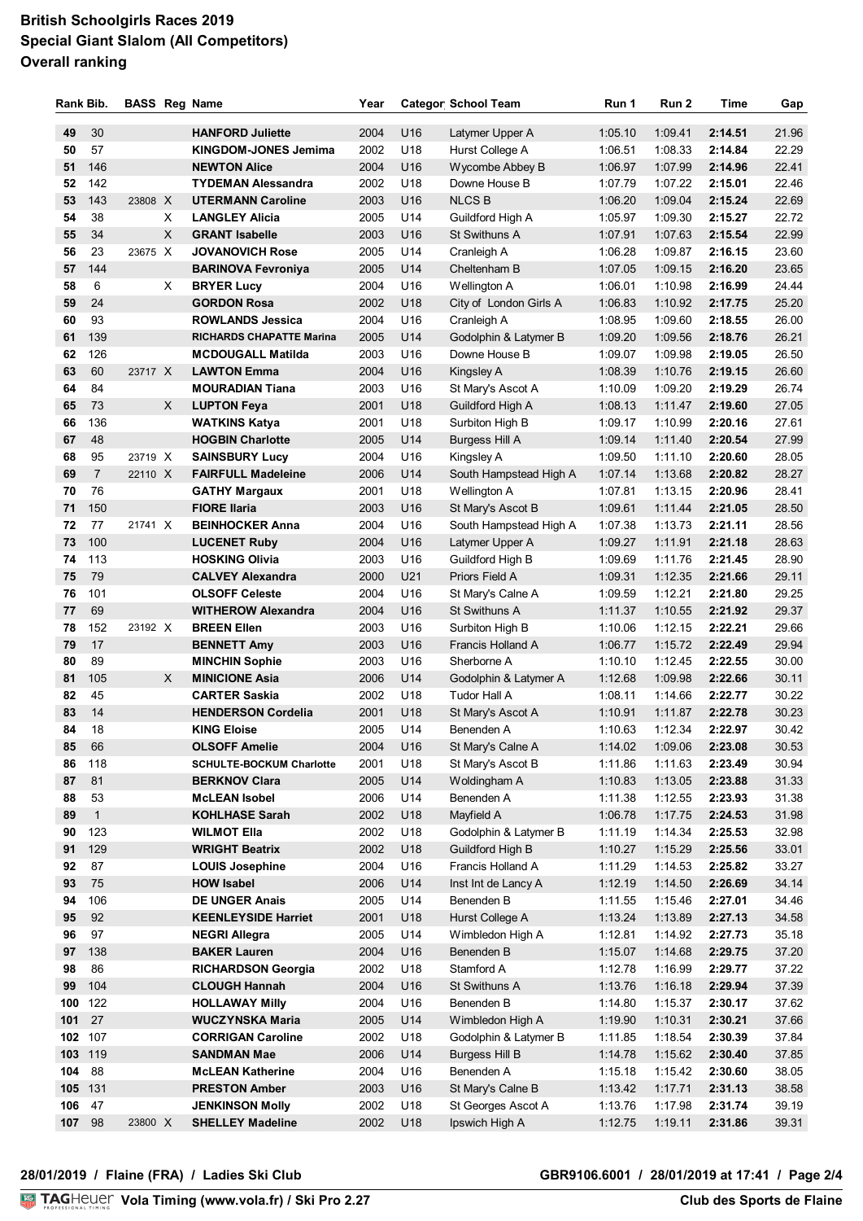# British Schoolgirls Races 2019
## Special Giant Slalom (All Competitors)
### Overall ranking

| Rank | Bib. | BASS | Reg | Name | Year | Category | School Team | Run 1 | Run 2 | Time | Gap |
|---|---|---|---|---|---|---|---|---|---|---|---|
| 49 | 30 | | | HANFORD Juliette | 2004 | U16 | Latymer Upper A | 1:05.10 | 1:09.41 | **2:14.51** | 21.96 |
| 50 | 57 | | | KINGDOM-JONES Jemima | 2002 | U18 | Hurst College A | 1:06.51 | 1:08.33 | **2:14.84** | 22.29 |
| 51 | 146 | | | NEWTON Alice | 2004 | U16 | Wycombe Abbey B | 1:06.97 | 1:07.99 | **2:14.96** | 22.41 |
| 52 | 142 | | | TYDEMAN Alessandra | 2002 | U18 | Downe House B | 1:07.79 | 1:07.22 | **2:15.01** | 22.46 |
| 53 | 143 | 23808 | X | UTERMANN Caroline | 2003 | U16 | NLCS B | 1:06.20 | 1:09.04 | **2:15.24** | 22.69 |
| 54 | 38 | | X | LANGLEY Alicia | 2005 | U14 | Guildford High A | 1:05.97 | 1:09.30 | **2:15.27** | 22.72 |
| 55 | 34 | | X | GRANT Isabelle | 2003 | U16 | St Swithuns A | 1:07.91 | 1:07.63 | **2:15.54** | 22.99 |
| 56 | 23 | 23675 | X | JOVANOVICH Rose | 2005 | U14 | Cranleigh A | 1:06.28 | 1:09.87 | **2:16.15** | 23.60 |
| 57 | 144 | | | BARINOVA Fevroniya | 2005 | U14 | Cheltenham B | 1:07.05 | 1:09.15 | **2:16.20** | 23.65 |
| 58 | 6 | | X | BRYER Lucy | 2004 | U16 | Wellington A | 1:06.01 | 1:10.98 | **2:16.99** | 24.44 |
| 59 | 24 | | | GORDON Rosa | 2002 | U18 | City of London Girls A | 1:06.83 | 1:10.92 | **2:17.75** | 25.20 |
| 60 | 93 | | | ROWLANDS Jessica | 2004 | U16 | Cranleigh A | 1:08.95 | 1:09.60 | **2:18.55** | 26.00 |
| 61 | 139 | | | RICHARDS CHAPATTE Marina | 2005 | U14 | Godolphin & Latymer B | 1:09.20 | 1:09.56 | **2:18.76** | 26.21 |
| 62 | 126 | | | MCDOUGALL Matilda | 2003 | U16 | Downe House B | 1:09.07 | 1:09.98 | **2:19.05** | 26.50 |
| 63 | 60 | 23717 | X | LAWTON Emma | 2004 | U16 | Kingsley A | 1:08.39 | 1:10.76 | **2:19.15** | 26.60 |
| 64 | 84 | | | MOURADIAN Tiana | 2003 | U16 | St Mary's Ascot A | 1:10.09 | 1:09.20 | **2:19.29** | 26.74 |
| 65 | 73 | | X | LUPTON Feya | 2001 | U18 | Guildford High A | 1:08.13 | 1:11.47 | **2:19.60** | 27.05 |
| 66 | 136 | | | WATKINS Katya | 2001 | U18 | Surbiton High B | 1:09.17 | 1:10.99 | **2:20.16** | 27.61 |
| 67 | 48 | | | HOGBIN Charlotte | 2005 | U14 | Burgess Hill A | 1:09.14 | 1:11.40 | **2:20.54** | 27.99 |
| 68 | 95 | 23719 | X | SAINSBURY Lucy | 2004 | U16 | Kingsley A | 1:09.50 | 1:11.10 | **2:20.60** | 28.05 |
| 69 | 7 | 22110 | X | FAIRFULL Madeleine | 2006 | U14 | South Hampstead High A | 1:07.14 | 1:13.68 | **2:20.82** | 28.27 |
| 70 | 76 | | | GATHY Margaux | 2001 | U18 | Wellington A | 1:07.81 | 1:13.15 | **2:20.96** | 28.41 |
| 71 | 150 | | | FIORE Ilaria | 2003 | U16 | St Mary's Ascot B | 1:09.61 | 1:11.44 | **2:21.05** | 28.50 |
| 72 | 77 | 21741 | X | BEINHOCKER Anna | 2004 | U16 | South Hampstead High A | 1:07.38 | 1:13.73 | **2:21.11** | 28.56 |
| 73 | 100 | | | LUCENET Ruby | 2004 | U16 | Latymer Upper A | 1:09.27 | 1:11.91 | **2:21.18** | 28.63 |
| 74 | 113 | | | HOSKING Olivia | 2003 | U16 | Guildford High B | 1:09.69 | 1:11.76 | **2:21.45** | 28.90 |
| 75 | 79 | | | CALVEY Alexandra | 2000 | U21 | Priors Field A | 1:09.31 | 1:12.35 | **2:21.66** | 29.11 |
| 76 | 101 | | | OLSOFF Celeste | 2004 | U16 | St Mary's Calne A | 1:09.59 | 1:12.21 | **2:21.80** | 29.25 |
| 77 | 69 | | | WITHEROW Alexandra | 2004 | U16 | St Swithuns A | 1:11.37 | 1:10.55 | **2:21.92** | 29.37 |
| 78 | 152 | 23192 | X | BREEN Ellen | 2003 | U16 | Surbiton High B | 1:10.06 | 1:12.15 | **2:22.21** | 29.66 |
| 79 | 17 | | | BENNETT Amy | 2003 | U16 | Francis Holland A | 1:06.77 | 1:15.72 | **2:22.49** | 29.94 |
| 80 | 89 | | | MINCHIN Sophie | 2003 | U16 | Sherborne A | 1:10.10 | 1:12.45 | **2:22.55** | 30.00 |
| 81 | 105 | | X | MINICIONE Asia | 2006 | U14 | Godolphin & Latymer A | 1:12.68 | 1:09.98 | **2:22.66** | 30.11 |
| 82 | 45 | | | CARTER Saskia | 2002 | U18 | Tudor Hall A | 1:08.11 | 1:14.66 | **2:22.77** | 30.22 |
| 83 | 14 | | | HENDERSON Cordelia | 2001 | U18 | St Mary's Ascot A | 1:10.91 | 1:11.87 | **2:22.78** | 30.23 |
| 84 | 18 | | | KING Eloise | 2005 | U14 | Benenden A | 1:10.63 | 1:12.34 | **2:22.97** | 30.42 |
| 85 | 66 | | | OLSOFF Amelie | 2004 | U16 | St Mary's Calne A | 1:14.02 | 1:09.06 | **2:23.08** | 30.53 |
| 86 | 118 | | | SCHULTE-BOCKUM Charlotte | 2001 | U18 | St Mary's Ascot B | 1:11.86 | 1:11.63 | **2:23.49** | 30.94 |
| 87 | 81 | | | BERKNOV Clara | 2005 | U14 | Woldingham A | 1:10.83 | 1:13.05 | **2:23.88** | 31.33 |
| 88 | 53 | | | McLEAN Isobel | 2006 | U14 | Benenden A | 1:11.38 | 1:12.55 | **2:23.93** | 31.38 |
| 89 | 1 | | | KOHLHASE Sarah | 2002 | U18 | Mayfield A | 1:06.78 | 1:17.75 | **2:24.53** | 31.98 |
| 90 | 123 | | | WILMOT Ella | 2002 | U18 | Godolphin & Latymer B | 1:11.19 | 1:14.34 | **2:25.53** | 32.98 |
| 91 | 129 | | | WRIGHT Beatrix | 2002 | U18 | Guildford High B | 1:10.27 | 1:15.29 | **2:25.56** | 33.01 |
| 92 | 87 | | | LOUIS Josephine | 2004 | U16 | Francis Holland A | 1:11.29 | 1:14.53 | **2:25.82** | 33.27 |
| 93 | 75 | | | HOW Isabel | 2006 | U14 | Inst Int de Lancy A | 1:12.19 | 1:14.50 | **2:26.69** | 34.14 |
| 94 | 106 | | | DE UNGER Anais | 2005 | U14 | Benenden B | 1:11.55 | 1:15.46 | **2:27.01** | 34.46 |
| 95 | 92 | | | KEENLEYSIDE Harriet | 2001 | U18 | Hurst College A | 1:13.24 | 1:13.89 | **2:27.13** | 34.58 |
| 96 | 97 | | | NEGRI Allegra | 2005 | U14 | Wimbledon High A | 1:12.81 | 1:14.92 | **2:27.73** | 35.18 |
| 97 | 138 | | | BAKER Lauren | 2004 | U16 | Benenden B | 1:15.07 | 1:14.68 | **2:29.75** | 37.20 |
| 98 | 86 | | | RICHARDSON Georgia | 2002 | U18 | Stamford A | 1:12.78 | 1:16.99 | **2:29.77** | 37.22 |
| 99 | 104 | | | CLOUGH Hannah | 2004 | U16 | St Swithuns A | 1:13.76 | 1:16.18 | **2:29.94** | 37.39 |
| 100 | 122 | | | HOLLAWAY Milly | 2004 | U16 | Benenden B | 1:14.80 | 1:15.37 | **2:30.17** | 37.62 |
| 101 | 27 | | | WUCZYNSKA Maria | 2005 | U14 | Wimbledon High A | 1:19.90 | 1:10.31 | **2:30.21** | 37.66 |
| 102 | 107 | | | CORRIGAN Caroline | 2002 | U18 | Godolphin & Latymer B | 1:11.85 | 1:18.54 | **2:30.39** | 37.84 |
| 103 | 119 | | | SANDMAN Mae | 2006 | U14 | Burgess Hill B | 1:14.78 | 1:15.62 | **2:30.40** | 37.85 |
| 104 | 88 | | | McLEAN Katherine | 2004 | U16 | Benenden A | 1:15.18 | 1:15.42 | **2:30.60** | 38.05 |
| 105 | 131 | | | PRESTON Amber | 2003 | U16 | St Mary's Calne B | 1:13.42 | 1:17.71 | **2:31.13** | 38.58 |
| 106 | 47 | | | JENKINSON Molly | 2002 | U18 | St Georges Ascot A | 1:13.76 | 1:17.98 | **2:31.74** | 39.19 |
| 107 | 98 | 23800 | X | SHELLEY Madeline | 2002 | U18 | Ipswich High A | 1:12.75 | 1:19.11 | **2:31.86** | 39.31 |

28/01/2019 / Flaine (FRA) / Ladies Ski Club — GBR9106.6001 / 28/01/2019 at 17:41

TAGHeuer Vola Timing (www.vola.fr) / Ski Pro 2.27 — Club des Sports de Flaine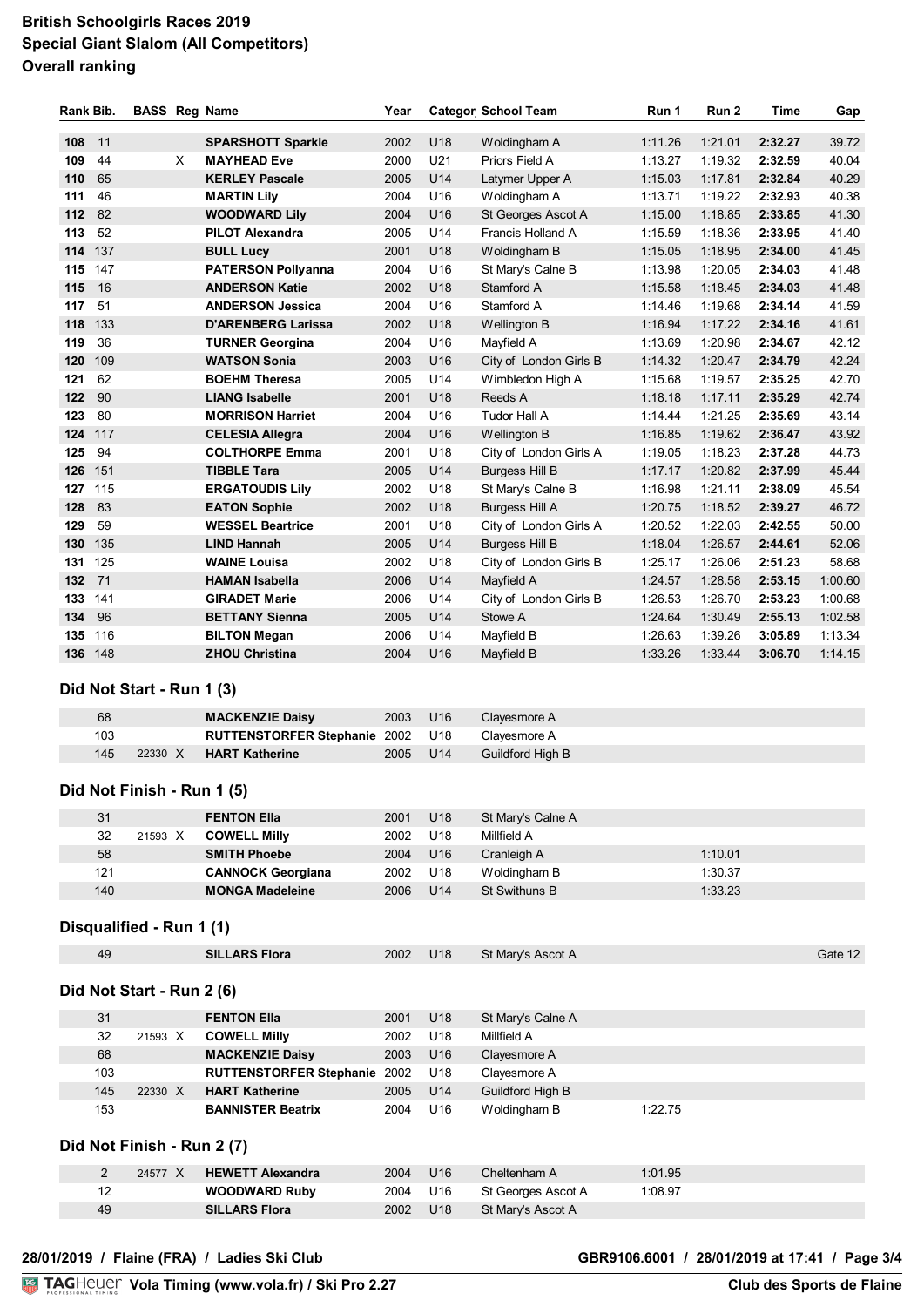# British Schoolgirls Races 2019
## Special Giant Slalom (All Competitors)
## Overall ranking

| Rank | Bib. | BASS | Reg | Name | Year | Category | School Team | Run 1 | Run 2 | Time | Gap |
|---|---|---|---|---|---|---|---|---|---|---|---|
| **108** | 11 | | | **SPARSHOTT Sparkle** | 2002 | U18 | Woldingham A | 1:11.26 | 1:21.01 | **2:32.27** | 39.72 |
| **109** | 44 | | X | **MAYHEAD Eve** | 2000 | U21 | Priors Field A | 1:13.27 | 1:19.32 | **2:32.59** | 40.04 |
| **110** | 65 | | | **KERLEY Pascale** | 2005 | U14 | Latymer Upper A | 1:15.03 | 1:17.81 | **2:32.84** | 40.29 |
| **111** | 46 | | | **MARTIN Lily** | 2004 | U16 | Woldingham A | 1:13.71 | 1:19.22 | **2:32.93** | 40.38 |
| **112** | 82 | | | **WOODWARD Lily** | 2004 | U16 | St Georges Ascot A | 1:15.00 | 1:18.85 | **2:33.85** | 41.30 |
| **113** | 52 | | | **PILOT Alexandra** | 2005 | U14 | Francis Holland A | 1:15.59 | 1:18.36 | **2:33.95** | 41.40 |
| **114** | 137 | | | **BULL Lucy** | 2001 | U18 | Woldingham B | 1:15.05 | 1:18.95 | **2:34.00** | 41.45 |
| **115** | 147 | | | **PATERSON Pollyanna** | 2004 | U16 | St Mary's Calne B | 1:13.98 | 1:20.05 | **2:34.03** | 41.48 |
| **115** | 16 | | | **ANDERSON Katie** | 2002 | U18 | Stamford A | 1:15.58 | 1:18.45 | **2:34.03** | 41.48 |
| **117** | 51 | | | **ANDERSON Jessica** | 2004 | U16 | Stamford A | 1:14.46 | 1:19.68 | **2:34.14** | 41.59 |
| **118** | 133 | | | **D'ARENBERG Larissa** | 2002 | U18 | Wellington B | 1:16.94 | 1:17.22 | **2:34.16** | 41.61 |
| **119** | 36 | | | **TURNER Georgina** | 2004 | U16 | Mayfield A | 1:13.69 | 1:20.98 | **2:34.67** | 42.12 |
| **120** | 109 | | | **WATSON Sonia** | 2003 | U16 | City of London Girls B | 1:14.32 | 1:20.47 | **2:34.79** | 42.24 |
| **121** | 62 | | | **BOEHM Theresa** | 2005 | U14 | Wimbledon High A | 1:15.68 | 1:19.57 | **2:35.25** | 42.70 |
| **122** | 90 | | | **LIANG Isabelle** | 2001 | U18 | Reeds A | 1:18.18 | 1:17.11 | **2:35.29** | 42.74 |
| **123** | 80 | | | **MORRISON Harriet** | 2004 | U16 | Tudor Hall A | 1:14.44 | 1:21.25 | **2:35.69** | 43.14 |
| **124** | 117 | | | **CELESIA Allegra** | 2004 | U16 | Wellington B | 1:16.85 | 1:19.62 | **2:36.47** | 43.92 |
| **125** | 94 | | | **COLTHORPE Emma** | 2001 | U18 | City of London Girls A | 1:19.05 | 1:18.23 | **2:37.28** | 44.73 |
| **126** | 151 | | | **TIBBLE Tara** | 2005 | U14 | Burgess Hill B | 1:17.17 | 1:20.82 | **2:37.99** | 45.44 |
| **127** | 115 | | | **ERGATOUDIS Lily** | 2002 | U18 | St Mary's Calne B | 1:16.98 | 1:21.11 | **2:38.09** | 45.54 |
| **128** | 83 | | | **EATON Sophie** | 2002 | U18 | Burgess Hill A | 1:20.75 | 1:18.52 | **2:39.27** | 46.72 |
| **129** | 59 | | | **WESSEL Beartrice** | 2001 | U18 | City of London Girls A | 1:20.52 | 1:22.03 | **2:42.55** | 50.00 |
| **130** | 135 | | | **LIND Hannah** | 2005 | U14 | Burgess Hill B | 1:18.04 | 1:26.57 | **2:44.61** | 52.06 |
| **131** | 125 | | | **WAINE Louisa** | 2002 | U18 | City of London Girls B | 1:25.17 | 1:26.06 | **2:51.23** | 58.68 |
| **132** | 71 | | | **HAMAN Isabella** | 2006 | U14 | Mayfield A | 1:24.57 | 1:28.58 | **2:53.15** | 1:00.60 |
| **133** | 141 | | | **GIRADET Marie** | 2006 | U14 | City of London Girls B | 1:26.53 | 1:26.70 | **2:53.23** | 1:00.68 |
| **134** | 96 | | | **BETTANY Sienna** | 2005 | U14 | Stowe A | 1:24.64 | 1:30.49 | **2:55.13** | 1:02.58 |
| **135** | 116 | | | **BILTON Megan** | 2006 | U14 | Mayfield B | 1:26.63 | 1:39.26 | **3:05.89** | 1:13.34 |
| **136** | 148 | | | **ZHOU Christina** | 2004 | U16 | Mayfield B | 1:33.26 | 1:33.44 | **3:06.70** | 1:14.15 |

### Did Not Start - Run 1 (3)

| Bib. | BASS | Reg | Name | Year | Category | School Team | | | | |
|---|---|---|---|---|---|---|---|---|---|---|
| 68 | | | **MACKENZIE Daisy** | 2003 | U16 | Clayesmore A | | | | |
| 103 | | | **RUTTENSTORFER Stephanie** | 2002 | U18 | Clayesmore A | | | | |
| 145 | 22330 | X | **HART Katherine** | 2005 | U14 | Guildford High B | | | | |

### Did Not Finish - Run 1 (5)

| Bib. | BASS | Reg | Name | Year | Category | School Team | Run 1 | Run 2 | Time | Gap |
|---|---|---|---|---|---|---|---|---|---|---|
| 31 | | | **FENTON Ella** | 2001 | U18 | St Mary's Calne A | | | | |
| 32 | 21593 | X | **COWELL Milly** | 2002 | U18 | Millfield A | | | | |
| 58 | | | **SMITH Phoebe** | 2004 | U16 | Cranleigh A | | 1:10.01 | | |
| 121 | | | **CANNOCK Georgiana** | 2002 | U18 | Woldingham B | | 1:30.37 | | |
| 140 | | | **MONGA Madeleine** | 2006 | U14 | St Swithuns B | | 1:33.23 | | |

### Disqualified - Run 1 (1)

| Bib. | BASS | Reg | Name | Year | Category | School Team | Run 1 | Run 2 | Time | Gap |
|---|---|---|---|---|---|---|---|---|---|---|
| 49 | | | **SILLARS Flora** | 2002 | U18 | St Mary's Ascot A | | | | Gate 12 |

### Did Not Start - Run 2 (6)

| Bib. | BASS | Reg | Name | Year | Category | School Team | Run 1 | Run 2 | Time | Gap |
|---|---|---|---|---|---|---|---|---|---|---|
| 31 | | | **FENTON Ella** | 2001 | U18 | St Mary's Calne A | | | | |
| 32 | 21593 | X | **COWELL Milly** | 2002 | U18 | Millfield A | | | | |
| 68 | | | **MACKENZIE Daisy** | 2003 | U16 | Clayesmore A | | | | |
| 103 | | | **RUTTENSTORFER Stephanie** | 2002 | U18 | Clayesmore A | | | | |
| 145 | 22330 | X | **HART Katherine** | 2005 | U14 | Guildford High B | | | | |
| 153 | | | **BANNISTER Beatrix** | 2004 | U16 | Woldingham B | 1:22.75 | | | |

### Did Not Finish - Run 2 (7)

| Bib. | BASS | Reg | Name | Year | Category | School Team | Run 1 | Run 2 | Time | Gap |
|---|---|---|---|---|---|---|---|---|---|---|
| 2 | 24577 | X | **HEWETT Alexandra** | 2004 | U16 | Cheltenham A | 1:01.95 | | | |
| 12 | | | **WOODWARD Ruby** | 2004 | U16 | St Georges Ascot A | 1:08.97 | | | |
| 49 | | | **SILLARS Flora** | 2002 | U18 | St Mary's Ascot A | | | | |

**28/01/2019 / Flaine (FRA) / Ladies Ski Club** **GBR9106.6001 / 28/01/2019 at 17:41**

Vola Timing (www.vola.fr) / Ski Pro 2.27 — Club des Sports de Flaine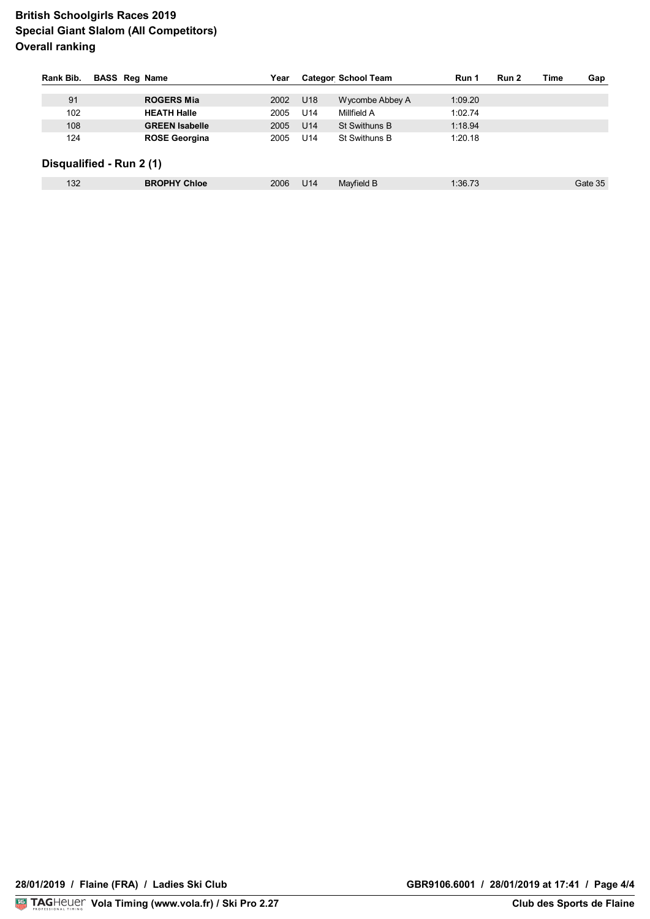**British Schoolgirls Races 2019**
**Special Giant Slalom (All Competitors)**
**Overall ranking**

| Rank | Bib. | BASS | Reg | Name | Year | Category | School Team | Run 1 | Run 2 | Time | Gap |
|---|---|---|---|---|---|---|---|---|---|---|---|
| | 91 | | | **ROGERS Mia** | 2002 | U18 | Wycombe Abbey A | 1:09.20 | | | |
| | 102 | | | **HEATH Halle** | 2005 | U14 | Millfield A | 1:02.74 | | | |
| | 108 | | | **GREEN Isabelle** | 2005 | U14 | St Swithuns B | 1:18.94 | | | |
| | 124 | | | **ROSE Georgina** | 2005 | U14 | St Swithuns B | 1:20.18 | | | |

### Disqualified - Run 2 (1)

| Rank | Bib. | BASS | Reg | Name | Year | Category | School Team | Run 1 | Run 2 | Time | Gap |
|---|---|---|---|---|---|---|---|---|---|---|---|
| | 132 | | | **BROPHY Chloe** | 2006 | U14 | Mayfield B | 1:36.73 | | | Gate 35 |

28/01/2019 / Flaine (FRA) / Ladies Ski Club

GBR9106.6001 / 28/01/2019 at 17:41

TAGHeuer Vola Timing (www.vola.fr) / Ski Pro 2.27

Club des Sports de Flaine